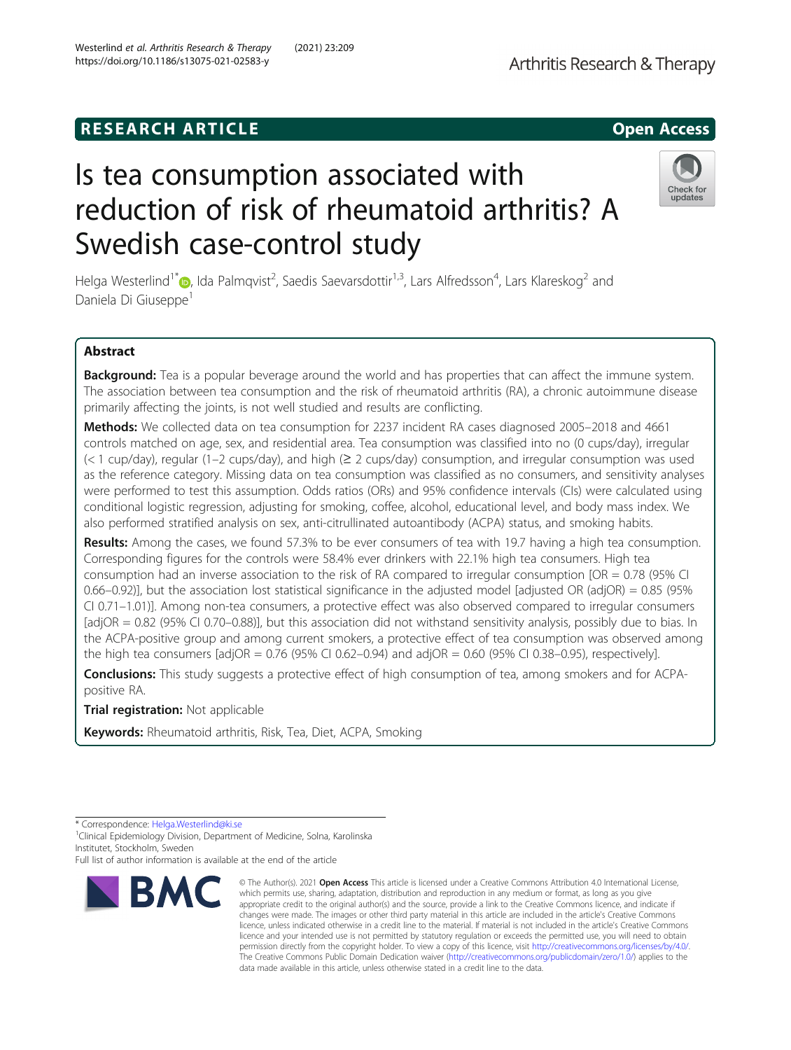RESEARCH ARTICLE

Open Access

# Is tea consumption associated with reduction of risk of rheumatoid arthritis? A Swedish case-control study

Helga Westerlind[1*], Ida Palmqvist[2], Saedis Saevarsdottir[1,3], Lars Alfredsson[4], Lars Klareskog[2] and Daniela Di Giuseppe[1]

## Abstract

**Background:** Tea is a popular beverage around the world and has properties that can affect the immune system. The association between tea consumption and the risk of rheumatoid arthritis (RA), a chronic autoimmune disease primarily affecting the joints, is not well studied and results are conflicting.

**Methods:** We collected data on tea consumption for 2237 incident RA cases diagnosed 2005–2018 and 4661 controls matched on age, sex, and residential area. Tea consumption was classified into no (0 cups/day), irregular (< 1 cup/day), regular (1–2 cups/day), and high (≥ 2 cups/day) consumption, and irregular consumption was used as the reference category. Missing data on tea consumption was classified as no consumers, and sensitivity analyses were performed to test this assumption. Odds ratios (ORs) and 95% confidence intervals (CIs) were calculated using conditional logistic regression, adjusting for smoking, coffee, alcohol, educational level, and body mass index. We also performed stratified analysis on sex, anti-citrullinated autoantibody (ACPA) status, and smoking habits.

**Results:** Among the cases, we found 57.3% to be ever consumers of tea with 19.7 having a high tea consumption. Corresponding figures for the controls were 58.4% ever drinkers with 22.1% high tea consumers. High tea consumption had an inverse association to the risk of RA compared to irregular consumption [OR = 0.78 (95% CI 0.66–0.92)], but the association lost statistical significance in the adjusted model [adjusted OR (adjOR) = 0.85 (95% CI 0.71–1.01)]. Among non-tea consumers, a protective effect was also observed compared to irregular consumers [adjOR = 0.82 (95% CI 0.70–0.88)], but this association did not withstand sensitivity analysis, possibly due to bias. In the ACPA-positive group and among current smokers, a protective effect of tea consumption was observed among the high tea consumers [adjOR = 0.76 (95% CI 0.62–0.94) and adjOR = 0.60 (95% CI 0.38–0.95), respectively].

**Conclusions:** This study suggests a protective effect of high consumption of tea, among smokers and for ACPA-positive RA.

**Trial registration:** Not applicable

**Keywords:** Rheumatoid arthritis, Risk, Tea, Diet, ACPA, Smoking

\* Correspondence: Helga.Westerlind@ki.se
[1]Clinical Epidemiology Division, Department of Medicine, Solna, Karolinska Institutet, Stockholm, Sweden
Full list of author information is available at the end of the article

© The Author(s). 2021 **Open Access** This article is licensed under a Creative Commons Attribution 4.0 International License, which permits use, sharing, adaptation, distribution and reproduction in any medium or format, as long as you give appropriate credit to the original author(s) and the source, provide a link to the Creative Commons licence, and indicate if changes were made. The images or other third party material in this article are included in the article's Creative Commons licence, unless indicated otherwise in a credit line to the material. If material is not included in the article's Creative Commons licence and your intended use is not permitted by statutory regulation or exceeds the permitted use, you will need to obtain permission directly from the copyright holder. To view a copy of this licence, visit http://creativecommons.org/licenses/by/4.0/. The Creative Commons Public Domain Dedication waiver (http://creativecommons.org/publicdomain/zero/1.0/) applies to the data made available in this article, unless otherwise stated in a credit line to the data.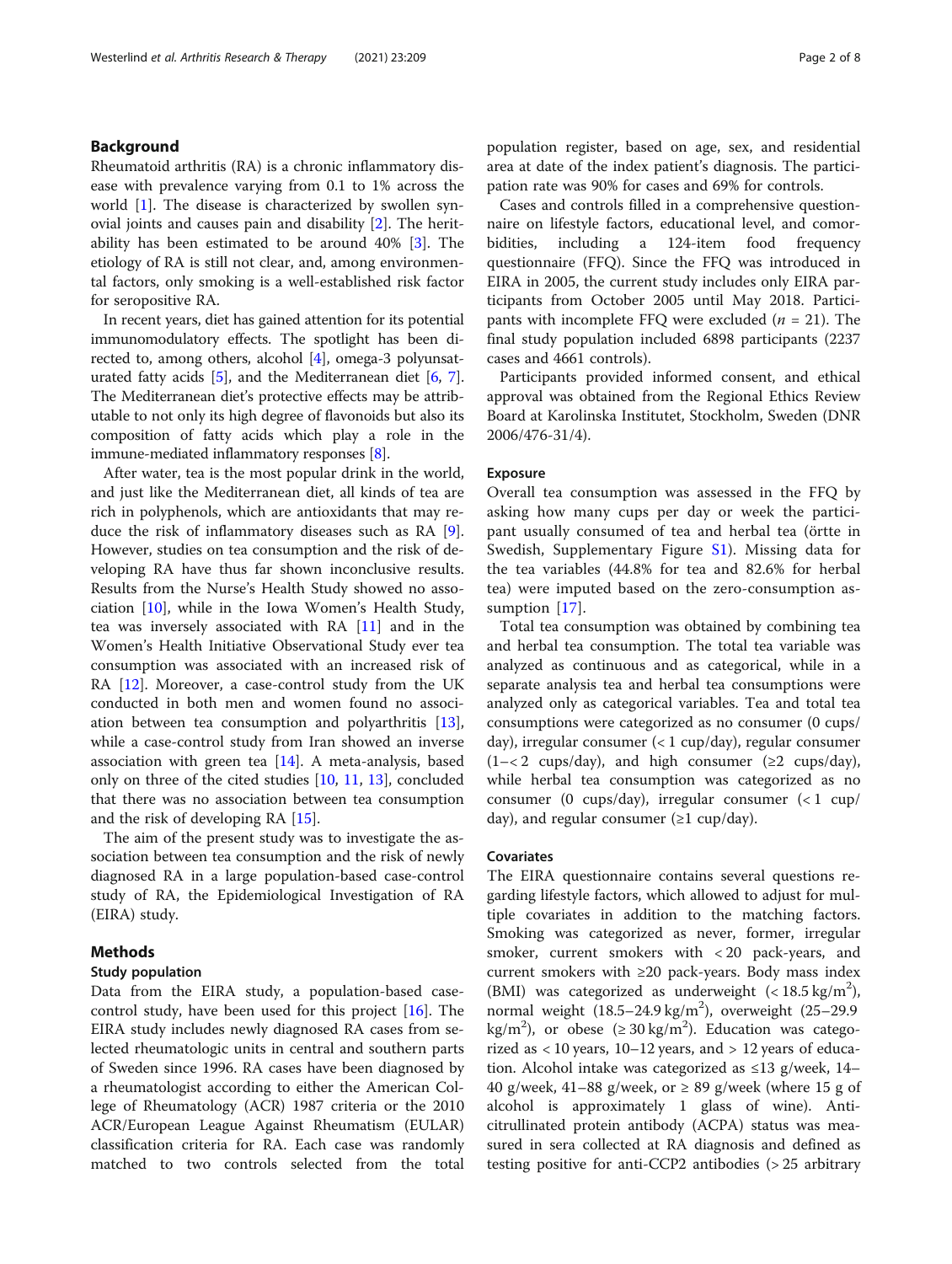## Background

Rheumatoid arthritis (RA) is a chronic inflammatory disease with prevalence varying from 0.1 to 1% across the world [1]. The disease is characterized by swollen synovial joints and causes pain and disability [2]. The heritability has been estimated to be around 40% [3]. The etiology of RA is still not clear, and, among environmental factors, only smoking is a well-established risk factor for seropositive RA.

In recent years, diet has gained attention for its potential immunomodulatory effects. The spotlight has been directed to, among others, alcohol [4], omega-3 polyunsaturated fatty acids [5], and the Mediterranean diet [6, 7]. The Mediterranean diet's protective effects may be attributable to not only its high degree of flavonoids but also its composition of fatty acids which play a role in the immune-mediated inflammatory responses [8].

After water, tea is the most popular drink in the world, and just like the Mediterranean diet, all kinds of tea are rich in polyphenols, which are antioxidants that may reduce the risk of inflammatory diseases such as RA [9]. However, studies on tea consumption and the risk of developing RA have thus far shown inconclusive results. Results from the Nurse's Health Study showed no association [10], while in the Iowa Women's Health Study, tea was inversely associated with RA [11] and in the Women's Health Initiative Observational Study ever tea consumption was associated with an increased risk of RA [12]. Moreover, a case-control study from the UK conducted in both men and women found no association between tea consumption and polyarthritis [13], while a case-control study from Iran showed an inverse association with green tea [14]. A meta-analysis, based only on three of the cited studies [10, 11, 13], concluded that there was no association between tea consumption and the risk of developing RA [15].

The aim of the present study was to investigate the association between tea consumption and the risk of newly diagnosed RA in a large population-based case-control study of RA, the Epidemiological Investigation of RA (EIRA) study.

## Methods

### Study population

Data from the EIRA study, a population-based case-control study, have been used for this project [16]. The EIRA study includes newly diagnosed RA cases from selected rheumatologic units in central and southern parts of Sweden since 1996. RA cases have been diagnosed by a rheumatologist according to either the American College of Rheumatology (ACR) 1987 criteria or the 2010 ACR/European League Against Rheumatism (EULAR) classification criteria for RA. Each case was randomly matched to two controls selected from the total population register, based on age, sex, and residential area at date of the index patient's diagnosis. The participation rate was 90% for cases and 69% for controls.

Cases and controls filled in a comprehensive questionnaire on lifestyle factors, educational level, and comorbidities, including a 124-item food frequency questionnaire (FFQ). Since the FFQ was introduced in EIRA in 2005, the current study includes only EIRA participants from October 2005 until May 2018. Participants with incomplete FFQ were excluded ($n$ = 21). The final study population included 6898 participants (2237 cases and 4661 controls).

Participants provided informed consent, and ethical approval was obtained from the Regional Ethics Review Board at Karolinska Institutet, Stockholm, Sweden (DNR 2006/476-31/4).

### Exposure

Overall tea consumption was assessed in the FFQ by asking how many cups per day or week the participant usually consumed of tea and herbal tea (örte in Swedish, Supplementary Figure S1). Missing data for the tea variables (44.8% for tea and 82.6% for herbal tea) were imputed based on the zero-consumption assumption [17].

Total tea consumption was obtained by combining tea and herbal tea consumption. The total tea variable was analyzed as continuous and as categorical, while in a separate analysis tea and herbal tea consumptions were analyzed only as categorical variables. Tea and total tea consumptions were categorized as no consumer (0 cups/day), irregular consumer (< 1 cup/day), regular consumer (1–< 2 cups/day), and high consumer (≥2 cups/day), while herbal tea consumption was categorized as no consumer (0 cups/day), irregular consumer (< 1 cup/day), and regular consumer (≥1 cup/day).

### Covariates

The EIRA questionnaire contains several questions regarding lifestyle factors, which allowed to adjust for multiple covariates in addition to the matching factors. Smoking was categorized as never, former, irregular smoker, current smokers with < 20 pack-years, and current smokers with ≥20 pack-years. Body mass index (BMI) was categorized as underweight (< 18.5 kg/m$^2$), normal weight (18.5–24.9 kg/m$^2$), overweight (25–29.9 kg/m$^2$), or obese (≥ 30 kg/m$^2$). Education was categorized as < 10 years, 10–12 years, and > 12 years of education. Alcohol intake was categorized as ≤13 g/week, 14–40 g/week, 41–88 g/week, or ≥ 89 g/week (where 15 g of alcohol is approximately 1 glass of wine). Anti-citrullinated protein antibody (ACPA) status was measured in sera collected at RA diagnosis and defined as testing positive for anti-CCP2 antibodies (> 25 arbitrary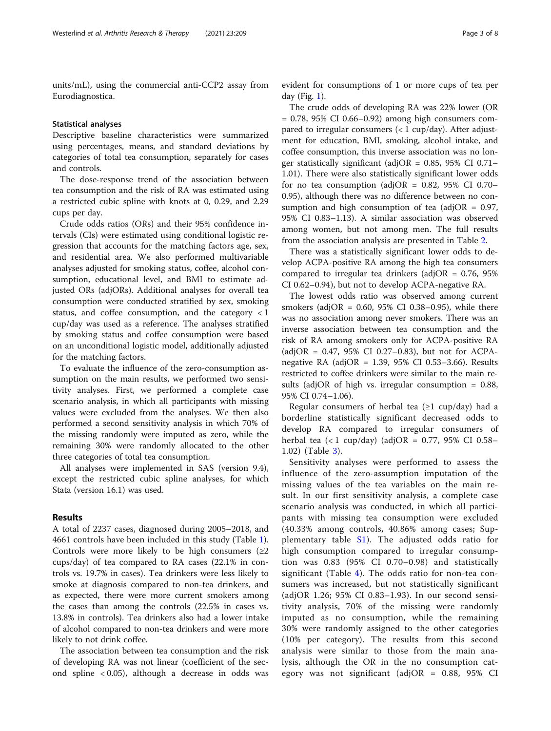units/mL), using the commercial anti-CCP2 assay from Eurodiagnostica.

### Statistical analyses

Descriptive baseline characteristics were summarized using percentages, means, and standard deviations by categories of total tea consumption, separately for cases and controls.

The dose-response trend of the association between tea consumption and the risk of RA was estimated using a restricted cubic spline with knots at 0, 0.29, and 2.29 cups per day.

Crude odds ratios (ORs) and their 95% confidence intervals (CIs) were estimated using conditional logistic regression that accounts for the matching factors age, sex, and residential area. We also performed multivariable analyses adjusted for smoking status, coffee, alcohol consumption, educational level, and BMI to estimate adjusted ORs (adjORs). Additional analyses for overall tea consumption were conducted stratified by sex, smoking status, and coffee consumption, and the category < 1 cup/day was used as a reference. The analyses stratified by smoking status and coffee consumption were based on an unconditional logistic model, additionally adjusted for the matching factors.

To evaluate the influence of the zero-consumption assumption on the main results, we performed two sensitivity analyses. First, we performed a complete case scenario analysis, in which all participants with missing values were excluded from the analyses. We then also performed a second sensitivity analysis in which 70% of the missing randomly were imputed as zero, while the remaining 30% were randomly allocated to the other three categories of total tea consumption.

All analyses were implemented in SAS (version 9.4), except the restricted cubic spline analyses, for which Stata (version 16.1) was used.

## Results

A total of 2237 cases, diagnosed during 2005–2018, and 4661 controls have been included in this study (Table 1). Controls were more likely to be high consumers (≥2 cups/day) of tea compared to RA cases (22.1% in controls vs. 19.7% in cases). Tea drinkers were less likely to smoke at diagnosis compared to non-tea drinkers, and as expected, there were more current smokers among the cases than among the controls (22.5% in cases vs. 13.8% in controls). Tea drinkers also had a lower intake of alcohol compared to non-tea drinkers and were more likely to not drink coffee.

The association between tea consumption and the risk of developing RA was not linear (coefficient of the second spline < 0.05), although a decrease in odds was evident for consumptions of 1 or more cups of tea per day (Fig. 1).

The crude odds of developing RA was 22% lower (OR = 0.78, 95% CI 0.66–0.92) among high consumers compared to irregular consumers (< 1 cup/day). After adjustment for education, BMI, smoking, alcohol intake, and coffee consumption, this inverse association was no longer statistically significant (adjOR = 0.85, 95% CI 0.71–1.01). There were also statistically significant lower odds for no tea consumption (adjOR = 0.82, 95% CI 0.70–0.95), although there was no difference between no consumption and high consumption of tea (adjOR = 0.97, 95% CI 0.83–1.13). A similar association was observed among women, but not among men. The full results from the association analysis are presented in Table 2.

There was a statistically significant lower odds to develop ACPA-positive RA among the high tea consumers compared to irregular tea drinkers (adjOR = 0.76, 95% CI 0.62–0.94), but not to develop ACPA-negative RA.

The lowest odds ratio was observed among current smokers (adjOR = 0.60, 95% CI 0.38–0.95), while there was no association among never smokers. There was an inverse association between tea consumption and the risk of RA among smokers only for ACPA-positive RA (adjOR = 0.47, 95% CI 0.27–0.83), but not for ACPA-negative RA (adjOR = 1.39, 95% CI 0.53–3.66). Results restricted to coffee drinkers were similar to the main results (adjOR of high vs. irregular consumption = 0.88, 95% CI 0.74–1.06).

Regular consumers of herbal tea (≥1 cup/day) had a borderline statistically significant decreased odds to develop RA compared to irregular consumers of herbal tea (< 1 cup/day) (adjOR = 0.77, 95% CI 0.58–1.02) (Table 3).

Sensitivity analyses were performed to assess the influence of the zero-assumption imputation of the missing values of the tea variables on the main result. In our first sensitivity analysis, a complete case scenario analysis was conducted, in which all participants with missing tea consumption were excluded (40.33% among controls, 40.86% among cases; Supplementary table S1). The adjusted odds ratio for high consumption compared to irregular consumption was 0.83 (95% CI 0.70–0.98) and statistically significant (Table 4). The odds ratio for non-tea consumers was increased, but not statistically significant (adjOR 1.26; 95% CI 0.83–1.93). In our second sensitivity analysis, 70% of the missing were randomly imputed as no consumption, while the remaining 30% were randomly assigned to the other categories (10% per category). The results from this second analysis were similar to those from the main analysis, although the OR in the no consumption category was not significant (adjOR = 0.88, 95% CI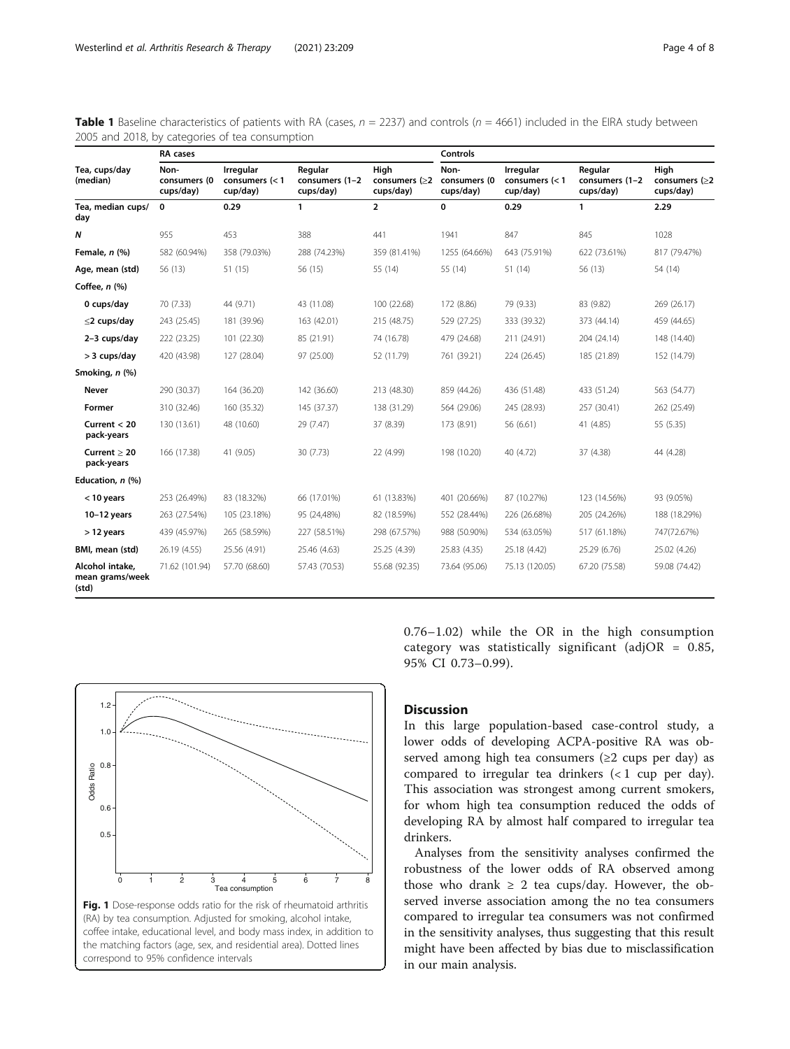**Table 1** Baseline characteristics of patients with RA (cases, $n$ = 2237) and controls ($n$ = 4661) included in the EIRA study between 2005 and 2018, by categories of tea consumption

| Tea, cups/day (median) | RA cases | | | | Controls | | | |
|---|---|---|---|---|---|---|---|---|
| | Non-consumers (0 cups/day) | Irregular consumers (< 1 cup/day) | Regular consumers (1–2 cups/day) | High consumers (≥2 cups/day) | Non-consumers (0 cups/day) | Irregular consumers (< 1 cup/day) | Regular consumers (1–2 cups/day) | High consumers (≥2 cups/day) |
| **Tea, median cups/day** | **0** | **0.29** | **1** | **2** | **0** | **0.29** | **1** | **2.29** |
| ***N*** | 955 | 453 | 388 | 441 | 1941 | 847 | 845 | 1028 |
| **Female, *n* (%)** | 582 (60.94%) | 358 (79.03%) | 288 (74.23%) | 359 (81.41%) | 1255 (64.66%) | 643 (75.91%) | 622 (73.61%) | 817 (79.47%) |
| **Age, mean (std)** | 56 (13) | 51 (15) | 56 (15) | 55 (14) | 55 (14) | 51 (14) | 56 (13) | 54 (14) |
| **Coffee, *n* (%)** | | | | | | | | |
| **0 cups/day** | 70 (7.33) | 44 (9.71) | 43 (11.08) | 100 (22.68) | 172 (8.86) | 79 (9.33) | 83 (9.82) | 269 (26.17) |
| **≤2 cups/day** | 243 (25.45) | 181 (39.96) | 163 (42.01) | 215 (48.75) | 529 (27.25) | 333 (39.32) | 373 (44.14) | 459 (44.65) |
| **2–3 cups/day** | 222 (23.25) | 101 (22.30) | 85 (21.91) | 74 (16.78) | 479 (24.68) | 211 (24.91) | 204 (24.14) | 148 (14.40) |
| **> 3 cups/day** | 420 (43.98) | 127 (28.04) | 97 (25.00) | 52 (11.79) | 761 (39.21) | 224 (26.45) | 185 (21.89) | 152 (14.79) |
| **Smoking, *n* (%)** | | | | | | | | |
| **Never** | 290 (30.37) | 164 (36.20) | 142 (36.60) | 213 (48.30) | 859 (44.26) | 436 (51.48) | 433 (51.24) | 563 (54.77) |
| **Former** | 310 (32.46) | 160 (35.32) | 145 (37.37) | 138 (31.29) | 564 (29.06) | 245 (28.93) | 257 (30.41) | 262 (25.49) |
| **Current < 20 pack-years** | 130 (13.61) | 48 (10.60) | 29 (7.47) | 37 (8.39) | 173 (8.91) | 56 (6.61) | 41 (4.85) | 55 (5.35) |
| **Current ≥ 20 pack-years** | 166 (17.38) | 41 (9.05) | 30 (7.73) | 22 (4.99) | 198 (10.20) | 40 (4.72) | 37 (4.38) | 44 (4.28) |
| **Education, *n* (%)** | | | | | | | | |
| **< 10 years** | 253 (26.49%) | 83 (18.32%) | 66 (17.01%) | 61 (13.83%) | 401 (20.66%) | 87 (10.27%) | 123 (14.56%) | 93 (9.05%) |
| **10–12 years** | 263 (27.54%) | 105 (23.18%) | 95 (24,48%) | 82 (18.59%) | 552 (28.44%) | 226 (26.68%) | 205 (24.26%) | 188 (18.29%) |
| **> 12 years** | 439 (45.97%) | 265 (58.59%) | 227 (58.51%) | 298 (67.57%) | 988 (50.90%) | 534 (63.05%) | 517 (61.18%) | 747(72.67%) |
| **BMI, mean (std)** | 26.19 (4.55) | 25.56 (4.91) | 25.46 (4.63) | 25.25 (4.39) | 25.83 (4.35) | 25.18 (4.42) | 25.29 (6.76) | 25.02 (4.26) |
| **Alcohol intake, mean grams/week (std)** | 71.62 (101.94) | 57.70 (68.60) | 57.43 (70.53) | 55.68 (92.35) | 73.64 (95.06) | 75.13 (120.05) | 67.20 (75.58) | 59.08 (74.42) |

0.76–1.02) while the OR in the high consumption category was statistically significant (adjOR = 0.85, 95% CI 0.73–0.99).

**Fig. 1** Dose-response odds ratio for the risk of rheumatoid arthritis (RA) by tea consumption. Adjusted for smoking, alcohol intake, coffee intake, educational level, and body mass index, in addition to the matching factors (age, sex, and residential area). Dotted lines correspond to 95% confidence intervals

## Discussion

In this large population-based case-control study, a lower odds of developing ACPA-positive RA was observed among high tea consumers (≥2 cups per day) as compared to irregular tea drinkers (< 1 cup per day). This association was strongest among current smokers, for whom high tea consumption reduced the odds of developing RA by almost half compared to irregular tea drinkers.

Analyses from the sensitivity analyses confirmed the robustness of the lower odds of RA observed among those who drank ≥ 2 tea cups/day. However, the observed inverse association among the no tea consumers compared to irregular tea consumers was not confirmed in the sensitivity analyses, thus suggesting that this result might have been affected by bias due to misclassification in our main analysis.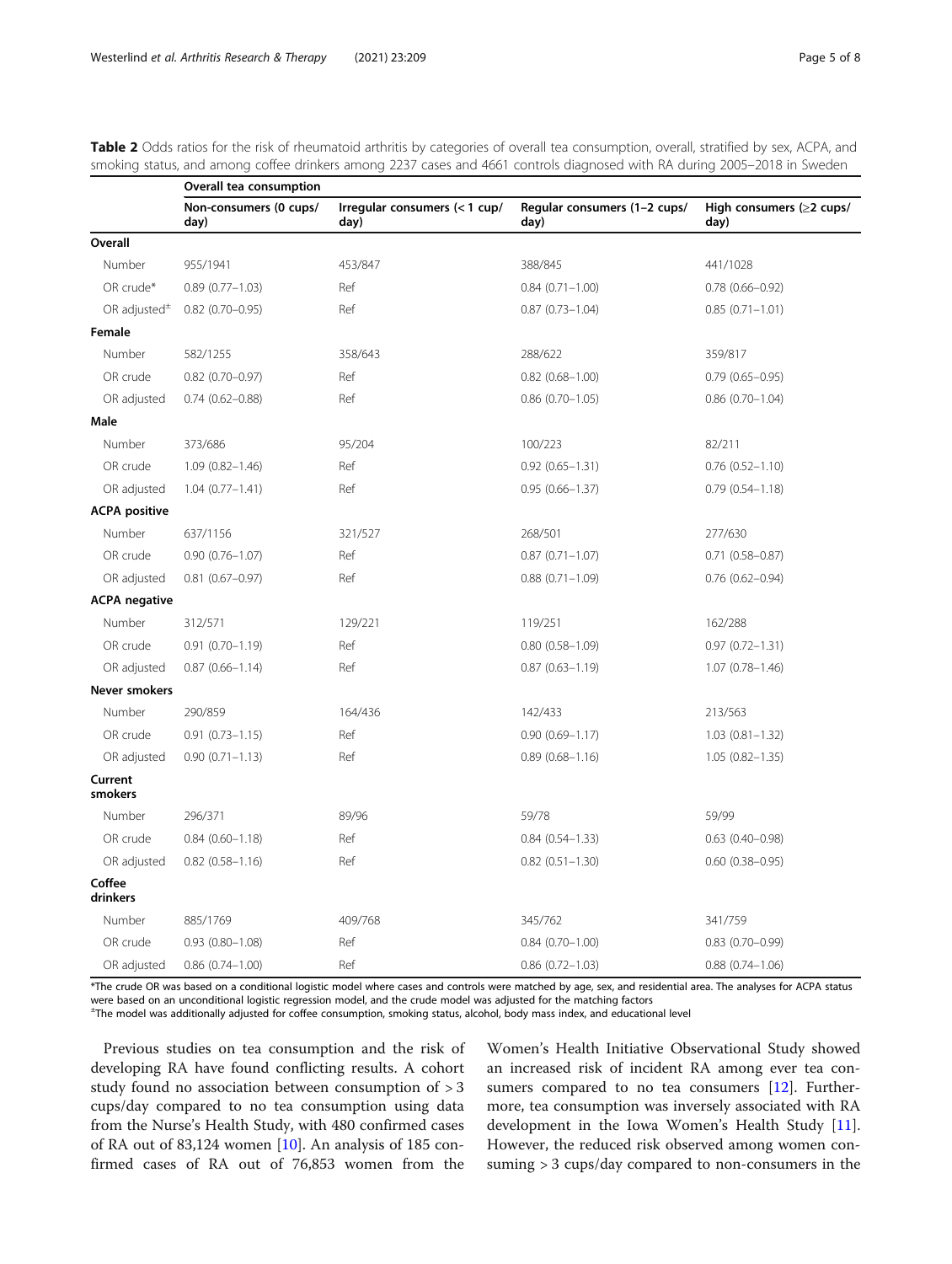**Table 2** Odds ratios for the risk of rheumatoid arthritis by categories of overall tea consumption, overall, stratified by sex, ACPA, and smoking status, and among coffee drinkers among 2237 cases and 4661 controls diagnosed with RA during 2005–2018 in Sweden

| | Overall tea consumption | | | |
|---|---|---|---|---|
| | Non-consumers (0 cups/day) | Irregular consumers (< 1 cup/day) | Regular consumers (1–2 cups/day) | High consumers (≥2 cups/day) |
| **Overall** | | | | |
| Number | 955/1941 | 453/847 | 388/845 | 441/1028 |
| OR crude* | 0.89 (0.77–1.03) | Ref | 0.84 (0.71–1.00) | 0.78 (0.66–0.92) |
| OR adjusted± | 0.82 (0.70–0.95) | Ref | 0.87 (0.73–1.04) | 0.85 (0.71–1.01) |
| **Female** | | | | |
| Number | 582/1255 | 358/643 | 288/622 | 359/817 |
| OR crude | 0.82 (0.70–0.97) | Ref | 0.82 (0.68–1.00) | 0.79 (0.65–0.95) |
| OR adjusted | 0.74 (0.62–0.88) | Ref | 0.86 (0.70–1.05) | 0.86 (0.70–1.04) |
| **Male** | | | | |
| Number | 373/686 | 95/204 | 100/223 | 82/211 |
| OR crude | 1.09 (0.82–1.46) | Ref | 0.92 (0.65–1.31) | 0.76 (0.52–1.10) |
| OR adjusted | 1.04 (0.77–1.41) | Ref | 0.95 (0.66–1.37) | 0.79 (0.54–1.18) |
| **ACPA positive** | | | | |
| Number | 637/1156 | 321/527 | 268/501 | 277/630 |
| OR crude | 0.90 (0.76–1.07) | Ref | 0.87 (0.71–1.07) | 0.71 (0.58–0.87) |
| OR adjusted | 0.81 (0.67–0.97) | Ref | 0.88 (0.71–1.09) | 0.76 (0.62–0.94) |
| **ACPA negative** | | | | |
| Number | 312/571 | 129/221 | 119/251 | 162/288 |
| OR crude | 0.91 (0.70–1.19) | Ref | 0.80 (0.58–1.09) | 0.97 (0.72–1.31) |
| OR adjusted | 0.87 (0.66–1.14) | Ref | 0.87 (0.63–1.19) | 1.07 (0.78–1.46) |
| **Never smokers** | | | | |
| Number | 290/859 | 164/436 | 142/433 | 213/563 |
| OR crude | 0.91 (0.73–1.15) | Ref | 0.90 (0.69–1.17) | 1.03 (0.81–1.32) |
| OR adjusted | 0.90 (0.71–1.13) | Ref | 0.89 (0.68–1.16) | 1.05 (0.82–1.35) |
| **Current smokers** | | | | |
| Number | 296/371 | 89/96 | 59/78 | 59/99 |
| OR crude | 0.84 (0.60–1.18) | Ref | 0.84 (0.54–1.33) | 0.63 (0.40–0.98) |
| OR adjusted | 0.82 (0.58–1.16) | Ref | 0.82 (0.51–1.30) | 0.60 (0.38–0.95) |
| **Coffee drinkers** | | | | |
| Number | 885/1769 | 409/768 | 345/762 | 341/759 |
| OR crude | 0.93 (0.80–1.08) | Ref | 0.84 (0.70–1.00) | 0.83 (0.70–0.99) |
| OR adjusted | 0.86 (0.74–1.00) | Ref | 0.86 (0.72–1.03) | 0.88 (0.74–1.06) |

*The crude OR was based on a conditional logistic model where cases and controls were matched by age, sex, and residential area. The analyses for ACPA status were based on an unconditional logistic regression model, and the crude model was adjusted for the matching factors

±The model was additionally adjusted for coffee consumption, smoking status, alcohol, body mass index, and educational level

Previous studies on tea consumption and the risk of developing RA have found conflicting results. A cohort study found no association between consumption of > 3 cups/day compared to no tea consumption using data from the Nurse's Health Study, with 480 confirmed cases of RA out of 83,124 women [10]. An analysis of 185 confirmed cases of RA out of 76,853 women from the Women's Health Initiative Observational Study showed an increased risk of incident RA among ever tea consumers compared to no tea consumers [12]. Furthermore, tea consumption was inversely associated with RA development in the Iowa Women's Health Study [11]. However, the reduced risk observed among women consuming > 3 cups/day compared to non-consumers in the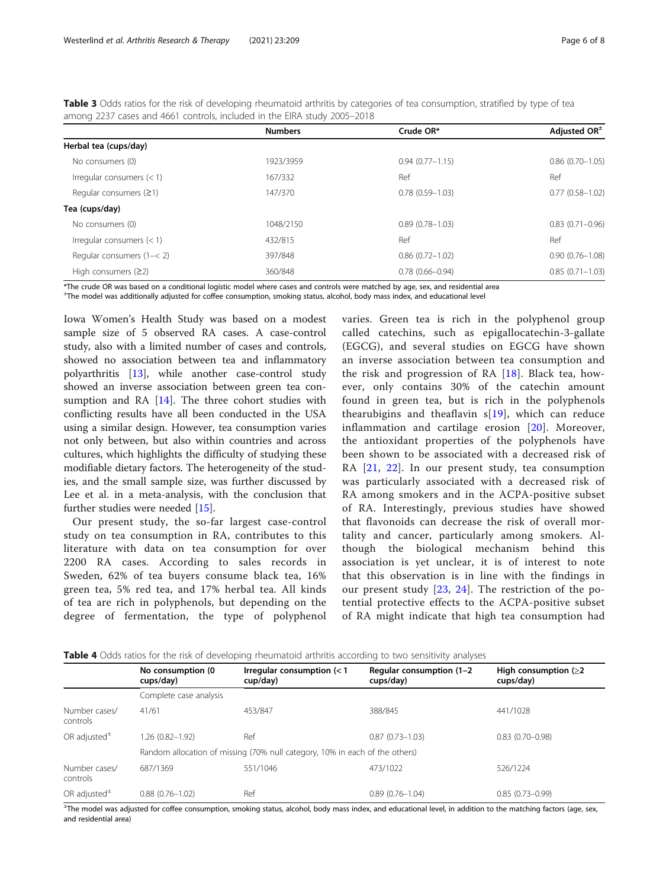**Table 3** Odds ratios for the risk of developing rheumatoid arthritis by categories of tea consumption, stratified by type of tea among 2237 cases and 4661 controls, included in the EIRA study 2005–2018

| | Numbers | Crude OR* | Adjusted OR[±] |
|---|---|---|---|
| **Herbal tea (cups/day)** | | | |
| No consumers (0) | 1923/3959 | 0.94 (0.77–1.15) | 0.86 (0.70–1.05) |
| Irregular consumers (< 1) | 167/332 | Ref | Ref |
| Regular consumers (≥1) | 147/370 | 0.78 (0.59–1.03) | 0.77 (0.58–1.02) |
| **Tea (cups/day)** | | | |
| No consumers (0) | 1048/2150 | 0.89 (0.78–1.03) | 0.83 (0.71–0.96) |
| Irregular consumers (< 1) | 432/815 | Ref | Ref |
| Regular consumers (1–< 2) | 397/848 | 0.86 (0.72–1.02) | 0.90 (0.76–1.08) |
| High consumers (≥2) | 360/848 | 0.78 (0.66–0.94) | 0.85 (0.71–1.03) |

*The crude OR was based on a conditional logistic model where cases and controls were matched by age, sex, and residential area

[±]The model was additionally adjusted for coffee consumption, smoking status, alcohol, body mass index, and educational level

Iowa Women's Health Study was based on a modest sample size of 5 observed RA cases. A case-control study, also with a limited number of cases and controls, showed no association between tea and inflammatory polyarthritis [13], while another case-control study showed an inverse association between green tea consumption and RA [14]. The three cohort studies with conflicting results have all been conducted in the USA using a similar design. However, tea consumption varies not only between, but also within countries and across cultures, which highlights the difficulty of studying these modifiable dietary factors. The heterogeneity of the studies, and the small sample size, was further discussed by Lee et al. in a meta-analysis, with the conclusion that further studies were needed [15].

Our present study, the so-far largest case-control study on tea consumption in RA, contributes to this literature with data on tea consumption for over 2200 RA cases. According to sales records in Sweden, 62% of tea buyers consume black tea, 16% green tea, 5% red tea, and 17% herbal tea. All kinds of tea are rich in polyphenols, but depending on the degree of fermentation, the type of polyphenol varies. Green tea is rich in the polyphenol group called catechins, such as epigallocatechin-3-gallate (EGCG), and several studies on EGCG have shown an inverse association between tea consumption and the risk and progression of RA [18]. Black tea, however, only contains 30% of the catechin amount found in green tea, but is rich in the polyphenols thearubigins and theaflavin s[19], which can reduce inflammation and cartilage erosion [20]. Moreover, the antioxidant properties of the polyphenols have been shown to be associated with a decreased risk of RA [21, 22]. In our present study, tea consumption was particularly associated with a decreased risk of RA among smokers and in the ACPA-positive subset of RA. Interestingly, previous studies have showed that flavonoids can decrease the risk of overall mortality and cancer, particularly among smokers. Although the biological mechanism behind this association is yet unclear, it is of interest to note that this observation is in line with the findings in our present study [23, 24]. The restriction of the potential protective effects to the ACPA-positive subset of RA might indicate that high tea consumption had

**Table 4** Odds ratios for the risk of developing rheumatoid arthritis according to two sensitivity analyses

| | No consumption (0 cups/day) | Irregular consumption (< 1 cup/day) | Regular consumption (1–2 cups/day) | High consumption (≥2 cups/day) |
|---|---|---|---|---|
| | Complete case analysis | | | |
| Number cases/ controls | 41/61 | 453/847 | 388/845 | 441/1028 |
| OR adjusted[±] | 1.26 (0.82–1.92) | Ref | 0.87 (0.73–1.03) | 0.83 (0.70–0.98) |
| | Random allocation of missing (70% null category, 10% in each of the others) | | | |
| Number cases/ controls | 687/1369 | 551/1046 | 473/1022 | 526/1224 |
| OR adjusted[±] | 0.88 (0.76–1.02) | Ref | 0.89 (0.76–1.04) | 0.85 (0.73–0.99) |

[±]The model was adjusted for coffee consumption, smoking status, alcohol, body mass index, and educational level, in addition to the matching factors (age, sex, and residential area)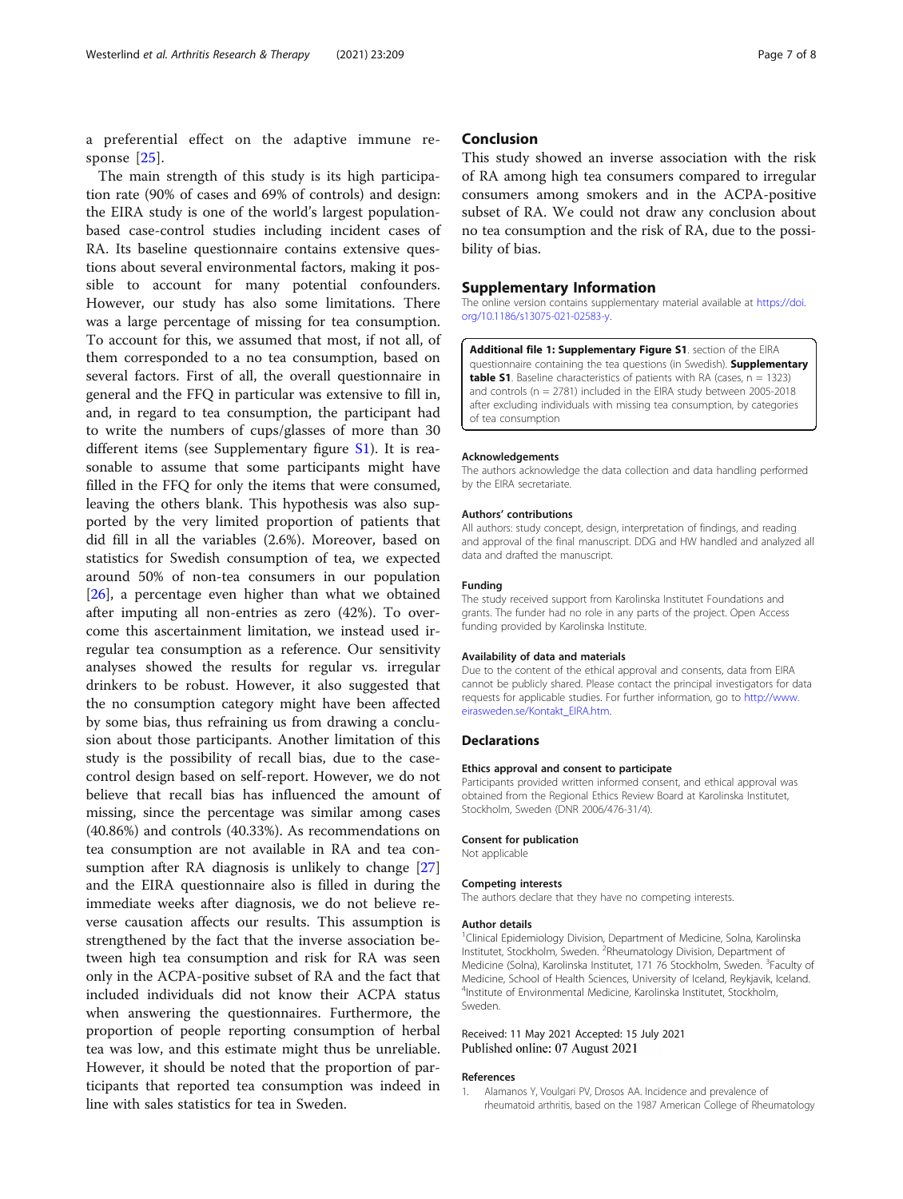a preferential effect on the adaptive immune response [25].

The main strength of this study is its high participation rate (90% of cases and 69% of controls) and design: the EIRA study is one of the world's largest population-based case-control studies including incident cases of RA. Its baseline questionnaire contains extensive questions about several environmental factors, making it possible to account for many potential confounders. However, our study has also some limitations. There was a large percentage of missing for tea consumption. To account for this, we assumed that most, if not all, of them corresponded to a no tea consumption, based on several factors. First of all, the overall questionnaire in general and the FFQ in particular was extensive to fill in, and, in regard to tea consumption, the participant had to write the numbers of cups/glasses of more than 30 different items (see Supplementary figure S1). It is reasonable to assume that some participants might have filled in the FFQ for only the items that were consumed, leaving the others blank. This hypothesis was also supported by the very limited proportion of patients that did fill in all the variables (2.6%). Moreover, based on statistics for Swedish consumption of tea, we expected around 50% of non-tea consumers in our population [26], a percentage even higher than what we obtained after imputing all non-entries as zero (42%). To overcome this ascertainment limitation, we instead used irregular tea consumption as a reference. Our sensitivity analyses showed the results for regular vs. irregular drinkers to be robust. However, it also suggested that the no consumption category might have been affected by some bias, thus refraining us from drawing a conclusion about those participants. Another limitation of this study is the possibility of recall bias, due to the case-control design based on self-report. However, we do not believe that recall bias has influenced the amount of missing, since the percentage was similar among cases (40.86%) and controls (40.33%). As recommendations on tea consumption are not available in RA and tea consumption after RA diagnosis is unlikely to change [27] and the EIRA questionnaire also is filled in during the immediate weeks after diagnosis, we do not believe reverse causation affects our results. This assumption is strengthened by the fact that the inverse association between high tea consumption and risk for RA was seen only in the ACPA-positive subset of RA and the fact that included individuals did not know their ACPA status when answering the questionnaires. Furthermore, the proportion of people reporting consumption of herbal tea was low, and this estimate might thus be unreliable. However, it should be noted that the proportion of participants that reported tea consumption was indeed in line with sales statistics for tea in Sweden.

## Conclusion

This study showed an inverse association with the risk of RA among high tea consumers compared to irregular consumers among smokers and in the ACPA-positive subset of RA. We could not draw any conclusion about no tea consumption and the risk of RA, due to the possibility of bias.

## Supplementary Information

The online version contains supplementary material available at https://doi.org/10.1186/s13075-021-02583-y.

**Additional file 1: Supplementary Figure S1**. section of the EIRA questionnaire containing the tea questions (in Swedish). **Supplementary table S1**. Baseline characteristics of patients with RA (cases, n = 1323) and controls (n = 2781) included in the EIRA study between 2005-2018 after excluding individuals with missing tea consumption, by categories of tea consumption

### Acknowledgements

The authors acknowledge the data collection and data handling performed by the EIRA secretariate.

### Authors' contributions

All authors: study concept, design, interpretation of findings, and reading and approval of the final manuscript. DDG and HW handled and analyzed all data and drafted the manuscript.

### Funding

The study received support from Karolinska Institutet Foundations and grants. The funder had no role in any parts of the project. Open Access funding provided by Karolinska Institute.

### Availability of data and materials

Due to the content of the ethical approval and consents, data from EIRA cannot be publicly shared. Please contact the principal investigators for data requests for applicable studies. For further information, go to http://www.eirasweden.se/Kontakt_EIRA.htm.

## Declarations

### Ethics approval and consent to participate

Participants provided written informed consent, and ethical approval was obtained from the Regional Ethics Review Board at Karolinska Institutet, Stockholm, Sweden (DNR 2006/476-31/4).

### Consent for publication

Not applicable

### Competing interests

The authors declare that they have no competing interests.

### Author details

[1]Clinical Epidemiology Division, Department of Medicine, Solna, Karolinska Institutet, Stockholm, Sweden. [2]Rheumatology Division, Department of Medicine (Solna), Karolinska Institutet, 171 76 Stockholm, Sweden. [3]Faculty of Medicine, School of Health Sciences, University of Iceland, Reykjavik, Iceland. [4]Institute of Environmental Medicine, Karolinska Institutet, Stockholm, Sweden.

Received: 11 May 2021 Accepted: 15 July 2021
Published online: 07 August 2021

### References

1. Alamanos Y, Voulgari PV, Drosos AA. Incidence and prevalence of rheumatoid arthritis, based on the 1987 American College of Rheumatology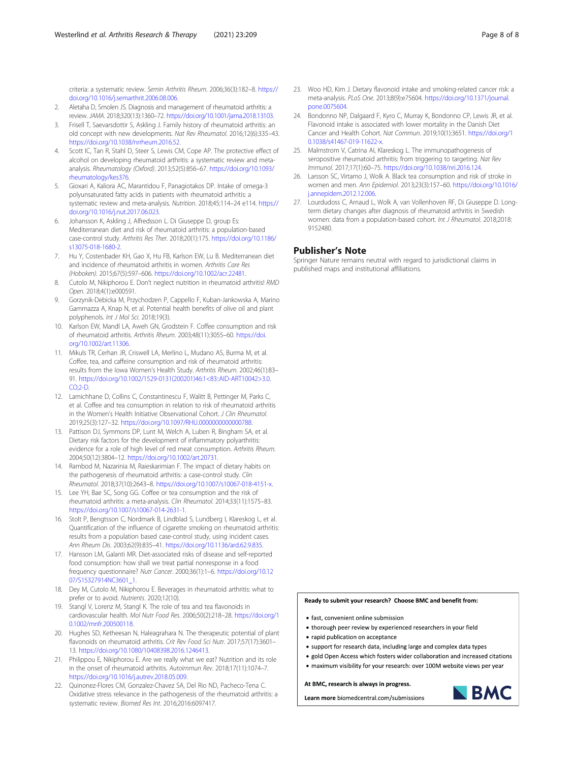criteria: a systematic review. *Semin Arthritis Rheum*. 2006;36(3):182–8. https://doi.org/10.1016/j.semarthrit.2006.08.006.

2. Aletaha D, Smolen JS. Diagnosis and management of rheumatoid arthritis: a review. *JAMA*. 2018;320(13):1360–72. https://doi.org/10.1001/jama.2018.13103.
3. Frisell T, Saevarsdottir S, Askling J. Family history of rheumatoid arthritis: an old concept with new developments. *Nat Rev Rheumatol*. 2016;12(6):335–43. https://doi.org/10.1038/nrrheum.2016.52.
4. Scott IC, Tan R, Stahl D, Steer S, Lewis CM, Cope AP. The protective effect of alcohol on developing rheumatoid arthritis: a systematic review and meta-analysis. *Rheumatology (Oxford)*. 2013;52(5):856–67. https://doi.org/10.1093/rheumatology/kes376.
5. Gioxari A, Kaliora AC, Marantidou F, Panagiotakos DP. Intake of omega-3 polyunsaturated fatty acids in patients with rheumatoid arthritis: a systematic review and meta-analysis. *Nutrition*. 2018;45:114–24 e114. https://doi.org/10.1016/j.nut.2017.06.023.
6. Johansson K, Askling J, Alfredsson L. Di Giuseppe D, group Es: Mediterranean diet and risk of rheumatoid arthritis: a population-based case-control study. *Arthritis Res Ther*. 2018;20(1):175. https://doi.org/10.1186/s13075-018-1680-2.
7. Hu Y, Costenbader KH, Gao X, Hu FB, Karlson EW, Lu B. Mediterranean diet and incidence of rheumatoid arthritis in women. *Arthritis Care Res (Hoboken)*. 2015;67(5):597–606. https://doi.org/10.1002/acr.22481.
8. Cutolo M, Nikiphorou E. Don't neglect nutrition in rheumatoid arthritis! *RMD Open*. 2018;4(1):e000591.
9. Gorzynik-Debicka M, Przychodzen P, Cappello F, Kuban-Jankowska A, Marino Gammazza A, Knap N, et al. Potential health benefits of olive oil and plant polyphenols. *Int J Mol Sci*. 2018;19(3).
10. Karlson EW, Mandl LA, Aweh GN, Grodstein F. Coffee consumption and risk of rheumatoid arthritis. *Arthritis Rheum*. 2003;48(11):3055–60. https://doi.org/10.1002/art.11306.
11. Mikuls TR, Cerhan JR, Criswell LA, Merlino L, Mudano AS, Burma M, et al. Coffee, tea, and caffeine consumption and risk of rheumatoid arthritis: results from the Iowa Women's Health Study. *Arthritis Rheum*. 2002;46(1):83–91. https://doi.org/10.1002/1529-0131(200201)46:1<83::AID-ART10042>3.0.CO;2-D.
12. Lamichhane D, Collins C, Constantinescu F, Walitt B, Pettinger M, Parks C, et al. Coffee and tea consumption in relation to risk of rheumatoid arthritis in the Women's Health Initiative Observational Cohort. *J Clin Rheumatol*. 2019;25(3):127–32. https://doi.org/10.1097/RHU.0000000000000788.
13. Pattison DJ, Symmons DP, Lunt M, Welch A, Luben R, Bingham SA, et al. Dietary risk factors for the development of inflammatory polyarthritis: evidence for a role of high level of red meat consumption. *Arthritis Rheum*. 2004;50(12):3804–12. https://doi.org/10.1002/art.20731.
14. Rambod M, Nazarinia M, Raieskarimian F. The impact of dietary habits on the pathogenesis of rheumatoid arthritis: a case-control study. *Clin Rheumatol*. 2018;37(10):2643–8. https://doi.org/10.1007/s10067-018-4151-x.
15. Lee YH, Bae SC, Song GG. Coffee or tea consumption and the risk of rheumatoid arthritis: a meta-analysis. *Clin Rheumatol*. 2014;33(11):1575–83. https://doi.org/10.1007/s10067-014-2631-1.
16. Stolt P, Bengtsson C, Nordmark B, Lindblad S, Lundberg I, Klareskog L, et al. Quantification of the influence of cigarette smoking on rheumatoid arthritis: results from a population based case-control study, using incident cases. *Ann Rheum Dis*. 2003;62(9):835–41. https://doi.org/10.1136/ard.62.9.835.
17. Hansson LM, Galanti MR. Diet-associated risks of disease and self-reported food consumption: how shall we treat partial nonresponse in a food frequency questionnaire? *Nutr Cancer*. 2000;36(1):1–6. https://doi.org/10.1207/S15327914NC3601_1.
18. Dey M, Cutolo M, Nikiphorou E. Beverages in rheumatoid arthritis: what to prefer or to avoid. *Nutrients*. 2020;12(10).
19. Stangl V, Lorenz M, Stangl K. The role of tea and tea flavonoids in cardiovascular health. *Mol Nutr Food Res*. 2006;50(2):218–28. https://doi.org/10.1002/mnfr.200500118.
20. Hughes SD, Ketheesan N, Haleagrahara N. The therapeutic potential of plant flavonoids on rheumatoid arthritis. *Crit Rev Food Sci Nutr*. 2017;57(17):3601–13. https://doi.org/10.1080/10408398.2016.1246413.
21. Philippou E, Nikiphorou E. Are we really what we eat? Nutrition and its role in the onset of rheumatoid arthritis. *Autoimmun Rev*. 2018;17(11):1074–7. https://doi.org/10.1016/j.autrev.2018.05.009.
22. Quinonez-Flores CM, Gonzalez-Chavez SA, Del Rio ND, Pacheco-Tena C. Oxidative stress relevance in the pathogenesis of the rheumatoid arthritis: a systematic review. *Biomed Res Int*. 2016;2016:6097417.
23. Woo HD, Kim J. Dietary flavonoid intake and smoking-related cancer risk: a meta-analysis. *PLoS One*. 2013;8(9):e75604. https://doi.org/10.1371/journal.pone.0075604.
24. Bondonno NP, Dalgaard F, Kyro C, Murray K, Bondonno CP, Lewis JR, et al. Flavonoid intake is associated with lower mortality in the Danish Diet Cancer and Health Cohort. *Nat Commun*. 2019;10(1):3651. https://doi.org/10.1038/s41467-019-11622-x.
25. Malmstrom V, Catrina AI, Klareskog L. The immunopathogenesis of seropositive rheumatoid arthritis: from triggering to targeting. *Nat Rev Immunol*. 2017;17(1):60–75. https://doi.org/10.1038/nri.2016.124.
26. Larsson SC, Virtamo J, Wolk A. Black tea consumption and risk of stroke in women and men. *Ann Epidemiol*. 2013;23(3):157–60. https://doi.org/10.1016/j.annepidem.2012.12.006.
27. Lourdudoss C, Arnaud L, Wolk A, van Vollenhoven RF, Di Giuseppe D. Long-term dietary changes after diagnosis of rheumatoid arthritis in Swedish women: data from a population-based cohort. *Int J Rheumatol*. 2018;2018:9152480.

## Publisher's Note

Springer Nature remains neutral with regard to jurisdictional claims in published maps and institutional affiliations.

**Ready to submit your research? Choose BMC and benefit from:**

- fast, convenient online submission
- thorough peer review by experienced researchers in your field
- rapid publication on acceptance
- support for research data, including large and complex data types
- gold Open Access which fosters wider collaboration and increased citations
- maximum visibility for your research: over 100M website views per year

**At BMC, research is always in progress.**

**Learn more** biomedcentral.com/submissions

BMC